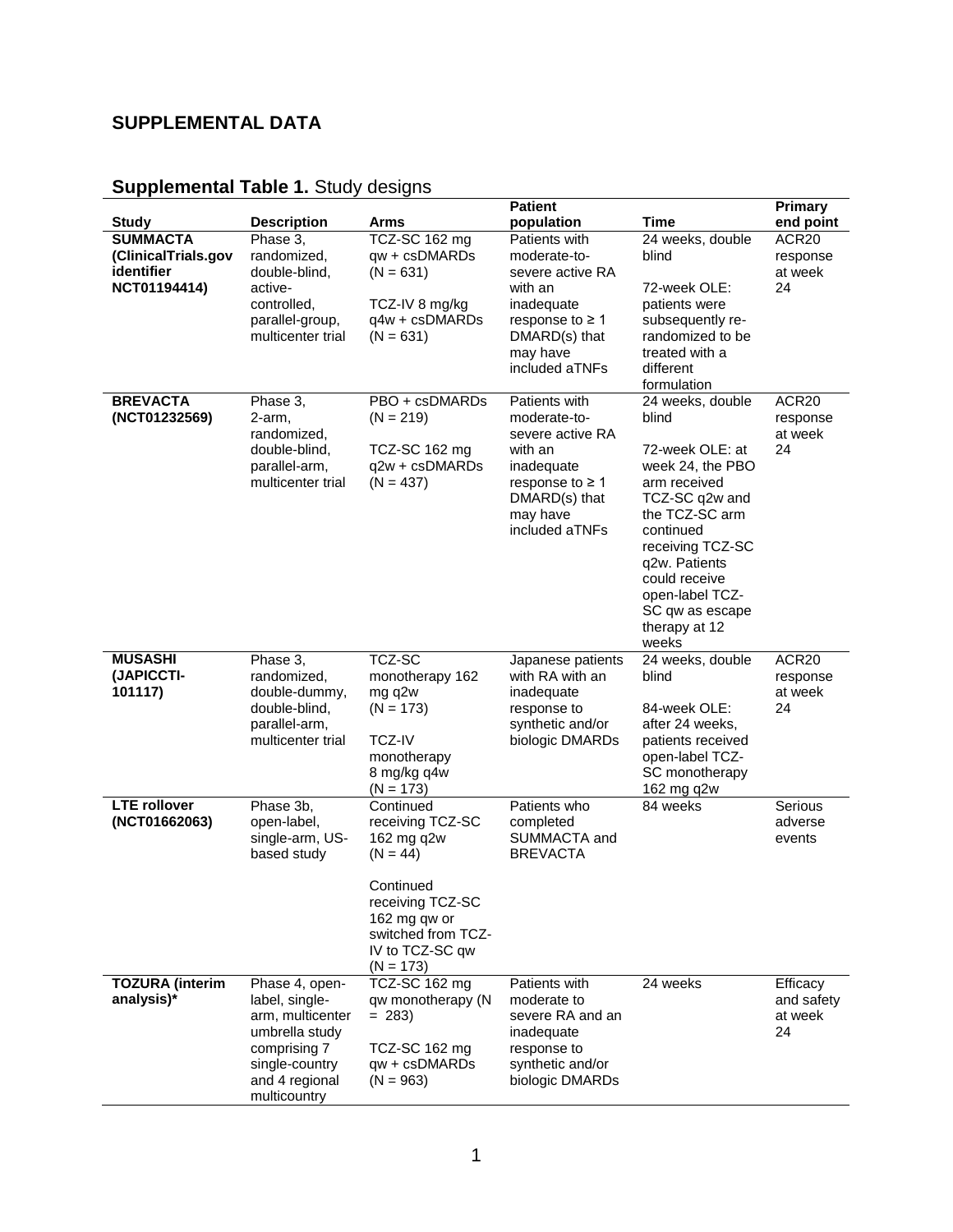## SUPPLEMENTAL DATA

**Supplemental Table 1.** Study designs

| Study | Description | Arms | Patient population | Time | Primary end point |
|---|---|---|---|---|---|
| **SUMMACTA (ClinicalTrials.gov identifier NCT01194414)** | Phase 3, randomized, double-blind, active-controlled, parallel-group, multicenter trial | TCZ-SC 162 mg qw + csDMARDs (N = 631)<br><br>TCZ-IV 8 mg/kg q4w + csDMARDs (N = 631) | Patients with moderate-to-severe active RA with an inadequate response to ≥ 1 DMARD(s) that may have included aTNFs | 24 weeks, double blind<br><br>72-week OLE: patients were subsequently re-randomized to be treated with a different formulation | ACR20 response at week 24 |
| **BREVACTA (NCT01232569)** | Phase 3, 2-arm, randomized, double-blind, parallel-arm, multicenter trial | PBO + csDMARDs (N = 219)<br><br>TCZ-SC 162 mg q2w + csDMARDs (N = 437) | Patients with moderate-to-severe active RA with an inadequate response to ≥ 1 DMARD(s) that may have included aTNFs | 24 weeks, double blind<br><br>72-week OLE: at week 24, the PBO arm received TCZ-SC q2w and the TCZ-SC arm continued receiving TCZ-SC q2w. Patients could receive open-label TCZ-SC qw as escape therapy at 12 weeks | ACR20 response at week 24 |
| **MUSASHI (JAPICCTI-101117)** | Phase 3, randomized, double-dummy, double-blind, parallel-arm, multicenter trial | TCZ-SC monotherapy 162 mg q2w (N = 173)<br><br>TCZ-IV monotherapy 8 mg/kg q4w (N = 173) | Japanese patients with RA with an inadequate response to synthetic and/or biologic DMARDs | 24 weeks, double blind<br><br>84-week OLE: after 24 weeks, patients received open-label TCZ-SC monotherapy 162 mg q2w | ACR20 response at week 24 |
| **LTE rollover (NCT01662063)** | Phase 3b, open-label, single-arm, US-based study | Continued receiving TCZ-SC 162 mg q2w (N = 44)<br><br>Continued receiving TCZ-SC 162 mg qw or switched from TCZ-IV to TCZ-SC qw (N = 173) | Patients who completed SUMMACTA and BREVACTA | 84 weeks | Serious adverse events |
| **TOZURA (interim analysis)*** | Phase 4, open-label, single-arm, multicenter umbrella study comprising 7 single-country and 4 regional multicountry | TCZ-SC 162 mg qw monotherapy (N = 283)<br><br>TCZ-SC 162 mg qw + csDMARDs (N = 963) | Patients with moderate to severe RA and an inadequate response to synthetic and/or biologic DMARDs | 24 weeks | Efficacy and safety at week 24 |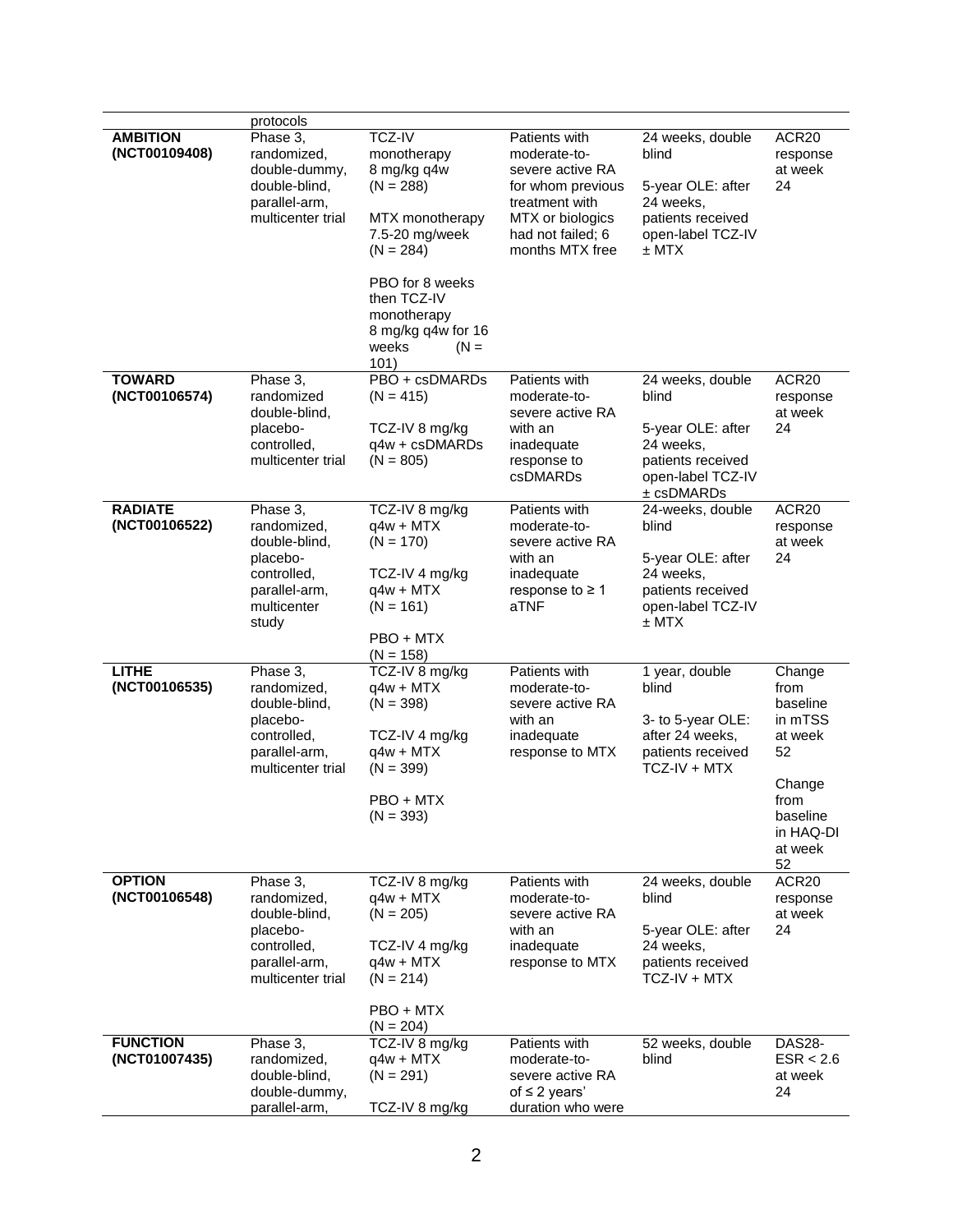| | protocols | | | | |
|---|---|---|---|---|---|
| **AMBITION (NCT00109408)** | Phase 3, randomized, double-dummy, double-blind, parallel-arm, multicenter trial | TCZ-IV monotherapy 8 mg/kg q4w (N = 288)<br><br>MTX monotherapy 7.5-20 mg/week (N = 284)<br><br>PBO for 8 weeks then TCZ-IV monotherapy 8 mg/kg q4w for 16 weeks (N = 101) | Patients with moderate-to-severe active RA for whom previous treatment with MTX or biologics had not failed; 6 months MTX free | 24 weeks, double blind<br><br>5-year OLE: after 24 weeks, patients received open-label TCZ-IV ± MTX | ACR20 response at week 24 |
| **TOWARD (NCT00106574)** | Phase 3, randomized double-blind, placebo-controlled, multicenter trial | PBO + csDMARDs (N = 415)<br><br>TCZ-IV 8 mg/kg q4w + csDMARDs (N = 805) | Patients with moderate-to-severe active RA with an inadequate response to csDMARDs | 24 weeks, double blind<br><br>5-year OLE: after 24 weeks, patients received open-label TCZ-IV ± csDMARDs | ACR20 response at week 24 |
| **RADIATE (NCT00106522)** | Phase 3, randomized, double-blind, placebo-controlled, parallel-arm, multicenter study | TCZ-IV 8 mg/kg q4w + MTX (N = 170)<br><br>TCZ-IV 4 mg/kg q4w + MTX (N = 161)<br><br>PBO + MTX (N = 158) | Patients with moderate-to-severe active RA with an inadequate response to ≥ 1 aTNF | 24-weeks, double blind<br><br>5-year OLE: after 24 weeks, patients received open-label TCZ-IV ± MTX | ACR20 response at week 24 |
| **LITHE (NCT00106535)** | Phase 3, randomized, double-blind, placebo-controlled, parallel-arm, multicenter trial | TCZ-IV 8 mg/kg q4w + MTX (N = 398)<br><br>TCZ-IV 4 mg/kg q4w + MTX (N = 399)<br><br>PBO + MTX (N = 393) | Patients with moderate-to-severe active RA with an inadequate response to MTX | 1 year, double blind<br><br>3- to 5-year OLE: after 24 weeks, patients received TCZ-IV + MTX | Change from baseline in mTSS at week 52<br><br>Change from baseline in HAQ-DI at week 52 |
| **OPTION (NCT00106548)** | Phase 3, randomized, double-blind, placebo-controlled, parallel-arm, multicenter trial | TCZ-IV 8 mg/kg q4w + MTX (N = 205)<br><br>TCZ-IV 4 mg/kg q4w + MTX (N = 214)<br><br>PBO + MTX (N = 204) | Patients with moderate-to-severe active RA with an inadequate response to MTX | 24 weeks, double blind<br><br>5-year OLE: after 24 weeks, patients received TCZ-IV + MTX | ACR20 response at week 24 |
| **FUNCTION (NCT01007435)** | Phase 3, randomized, double-blind, double-dummy, parallel-arm, | TCZ-IV 8 mg/kg q4w + MTX (N = 291)<br><br>TCZ-IV 8 mg/kg | Patients with moderate-to-severe active RA of ≤ 2 years' duration who were | 52 weeks, double blind | DAS28-ESR < 2.6 at week 24 |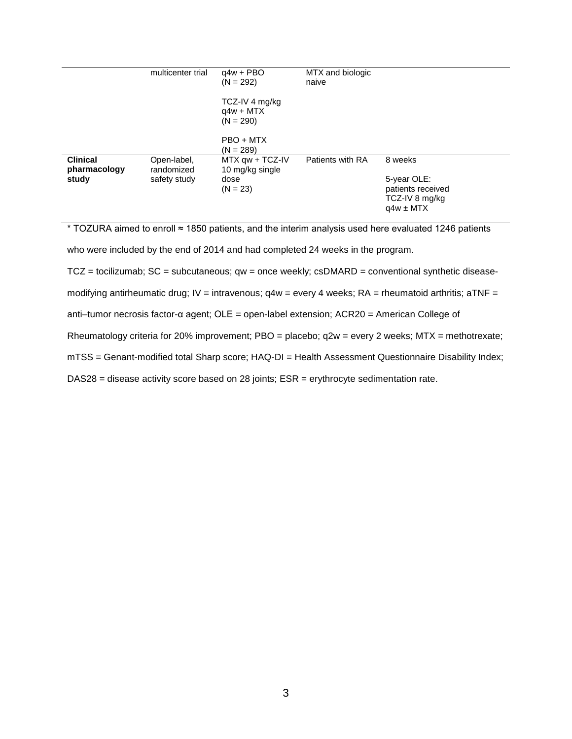| | multicenter trial | q4w + PBO<br>(N = 292)<br><br>TCZ-IV 4 mg/kg q4w + MTX<br>(N = 290)<br><br>PBO + MTX<br>(N = 289) | MTX and biologic naive | |
|---|---|---|---|---|
| **Clinical pharmacology study** | Open-label, randomized safety study | MTX qw + TCZ-IV 10 mg/kg single dose<br>(N = 23) | Patients with RA | 8 weeks<br><br>5-year OLE: patients received TCZ-IV 8 mg/kg q4w ± MTX |

* TOZURA aimed to enroll ≈ 1850 patients, and the interim analysis used here evaluated 1246 patients who were included by the end of 2014 and had completed 24 weeks in the program.

TCZ = tocilizumab; SC = subcutaneous; qw = once weekly; csDMARD = conventional synthetic disease-modifying antirheumatic drug; IV = intravenous; q4w = every 4 weeks; RA = rheumatoid arthritis; aTNF = anti–tumor necrosis factor-α agent; OLE = open-label extension; ACR20 = American College of Rheumatology criteria for 20% improvement; PBO = placebo; q2w = every 2 weeks; MTX = methotrexate; mTSS = Genant-modified total Sharp score; HAQ-DI = Health Assessment Questionnaire Disability Index; DAS28 = disease activity score based on 28 joints; ESR = erythrocyte sedimentation rate.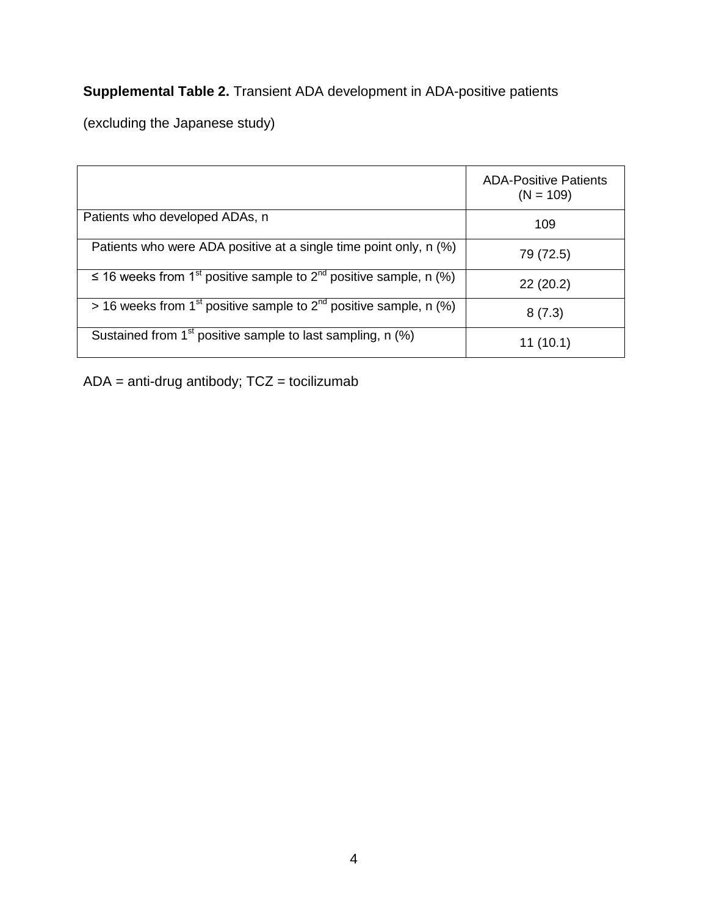**Supplemental Table 2.** Transient ADA development in ADA-positive patients

(excluding the Japanese study)

| | ADA-Positive Patients (N = 109) |
|---|---|
| Patients who developed ADAs, n | 109 |
| Patients who were ADA positive at a single time point only, n (%) | 79 (72.5) |
| ≤ 16 weeks from 1st positive sample to 2nd positive sample, n (%) | 22 (20.2) |
| > 16 weeks from 1st positive sample to 2nd positive sample, n (%) | 8 (7.3) |
| Sustained from 1st positive sample to last sampling, n (%) | 11 (10.1) |

ADA = anti-drug antibody; TCZ = tocilizumab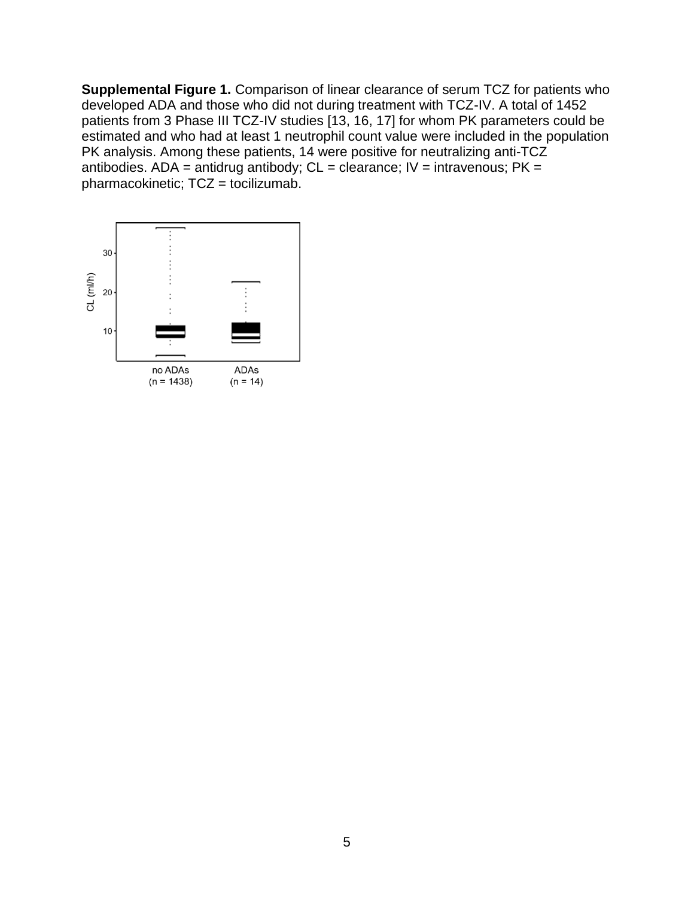**Supplemental Figure 1.** Comparison of linear clearance of serum TCZ for patients who developed ADA and those who did not during treatment with TCZ-IV. A total of 1452 patients from 3 Phase III TCZ-IV studies [13, 16, 17] for whom PK parameters could be estimated and who had at least 1 neutrophil count value were included in the population PK analysis. Among these patients, 14 were positive for neutralizing anti-TCZ antibodies. ADA = antidrug antibody; CL = clearance; IV = intravenous; PK = pharmacokinetic; TCZ = tocilizumab.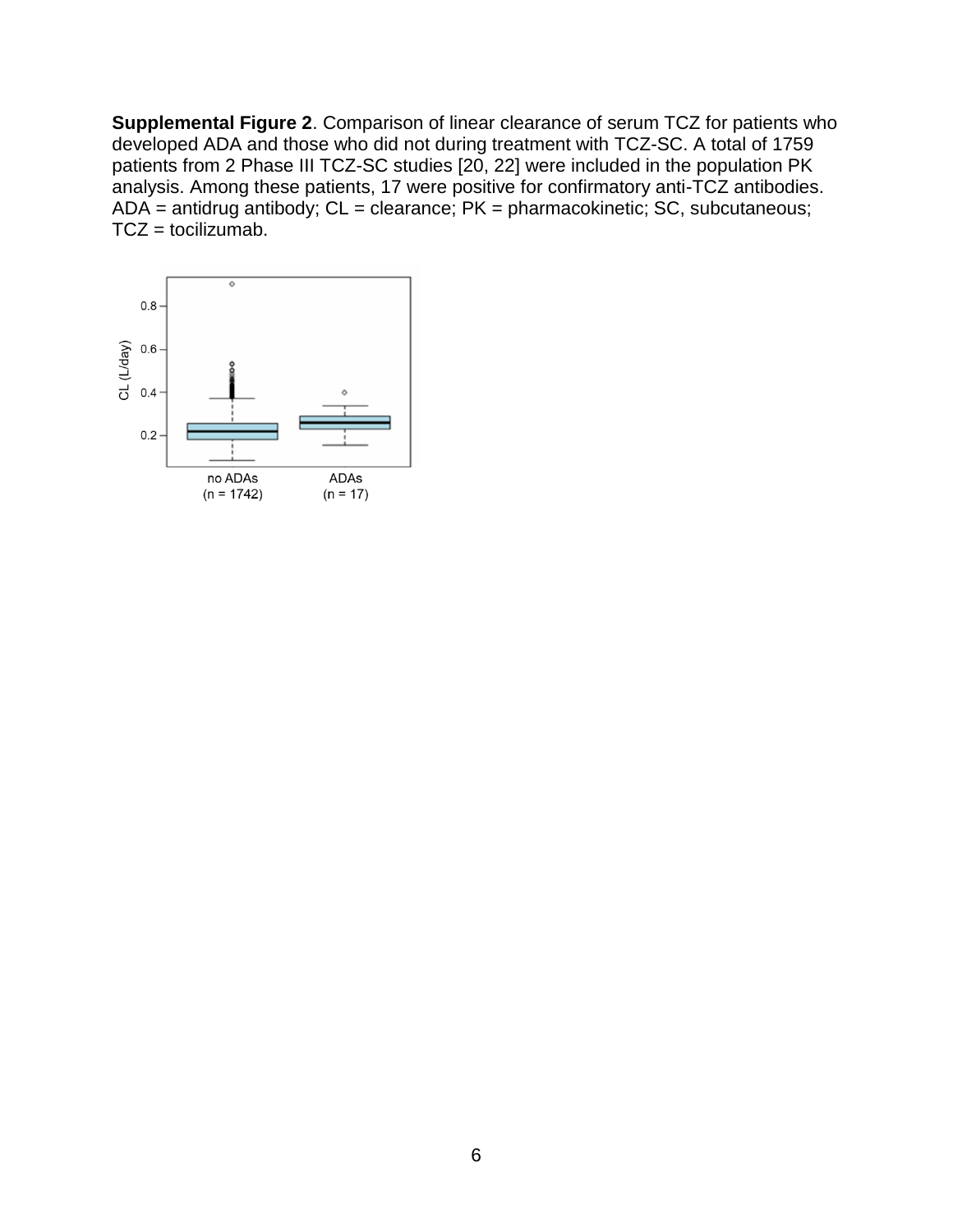**Supplemental Figure 2**. Comparison of linear clearance of serum TCZ for patients who developed ADA and those who did not during treatment with TCZ-SC. A total of 1759 patients from 2 Phase III TCZ-SC studies [20, 22] were included in the population PK analysis. Among these patients, 17 were positive for confirmatory anti-TCZ antibodies. ADA = antidrug antibody; CL = clearance; PK = pharmacokinetic; SC, subcutaneous; TCZ = tocilizumab.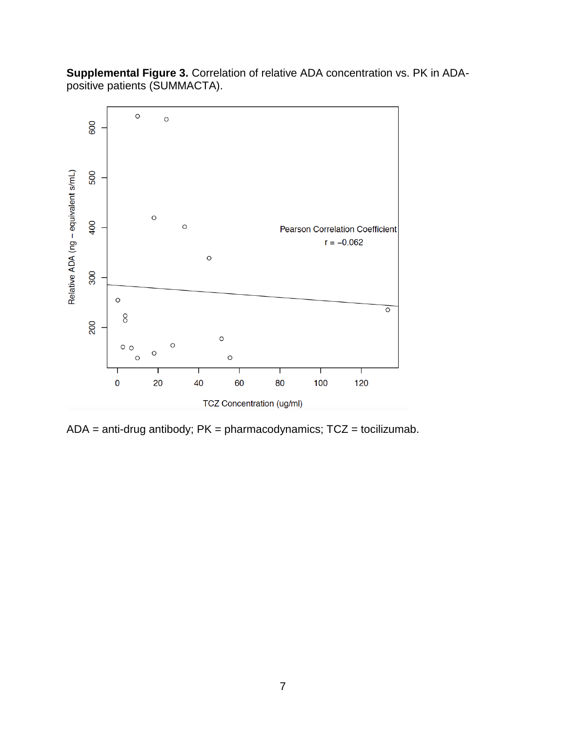**Supplemental Figure 3.** Correlation of relative ADA concentration vs. PK in ADA-positive patients (SUMMACTA).

Relative ADA (ng – equivalent s/mL)

200
300
400
500
600

Pearson Correlation Coefficient
r = −0.062

0
20
40
60
80
100
120

TCZ Concentration (ug/ml)

ADA = anti-drug antibody; PK = pharmacodynamics; TCZ = tocilizumab.